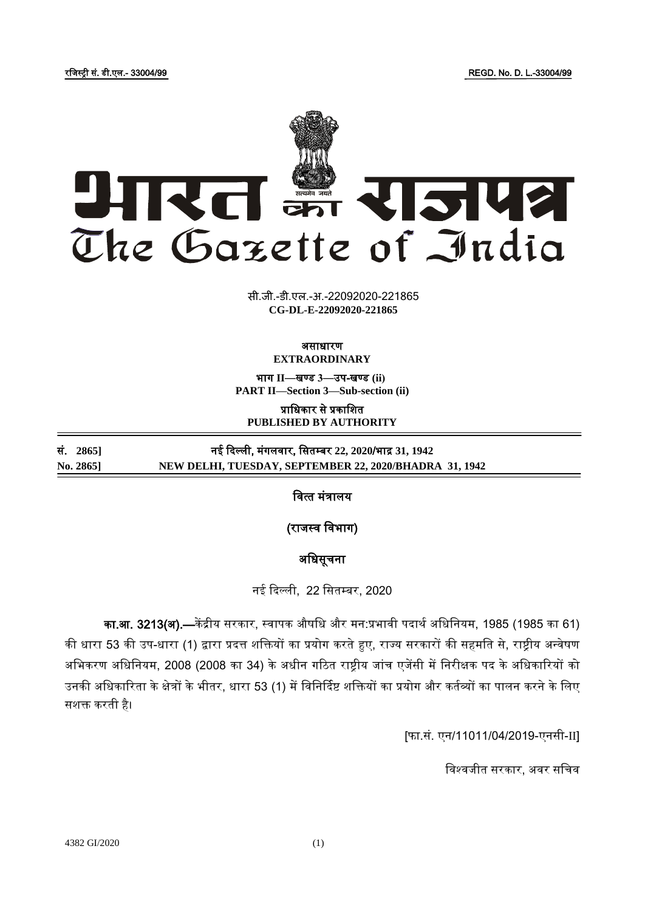रजिस्ट्री सं. डी.एल.- 33004/99 REGD. No. D. L.-33004/99

# भारत का राजपत्र
# The Gazette of India

सी.जी.-डी.एल.-अ.-22092020-221865
**CG-DL-E-22092020-221865**

असाधारण
**EXTRAORDINARY**

भाग II—खण्ड 3—उप-खण्ड (ii)
**PART II—Section 3—Sub-section (ii)**

प्राधिकार से प्रकाशित
**PUBLISHED BY AUTHORITY**

**सं. 2865]** नई दिल्ली, मंगलवार, सितम्बर 22, 2020/भाद्र 31, 1942
**No. 2865]** **NEW DELHI, TUESDAY, SEPTEMBER 22, 2020/BHADRA 31, 1942**

## वित्त मंत्रालय

## (राजस्व विभाग)

## अधिसूचना

नई दिल्ली, 22 सितम्बर, 2020

**का.आ. 3213(अ).—**केंद्रीय सरकार, स्वापक औषधि और मन:प्रभावी पदार्थ अधिनियम, 1985 (1985 का 61) की धारा 53 की उप-धारा (1) द्वारा प्रदत्त शक्तियों का प्रयोग करते हुए, राज्य सरकारों की सहमति से, राष्ट्रीय अन्वेषण अभिकरण अधिनियम, 2008 (2008 का 34) के अधीन गठित राष्ट्रीय जांच एजेंसी में निरीक्षक पद के अधिकारियों को उनकी अधिकारिता के क्षेत्रों के भीतर, धारा 53 (1) में विनिर्दिष्ट शक्तियों का प्रयोग और कर्तव्यों का पालन करने के लिए सशक्त करती है।

[फा.सं. एन/11011/04/2019-एनसी-II]

विश्वजीत सरकार, अवर सचिव

4382 GI/2020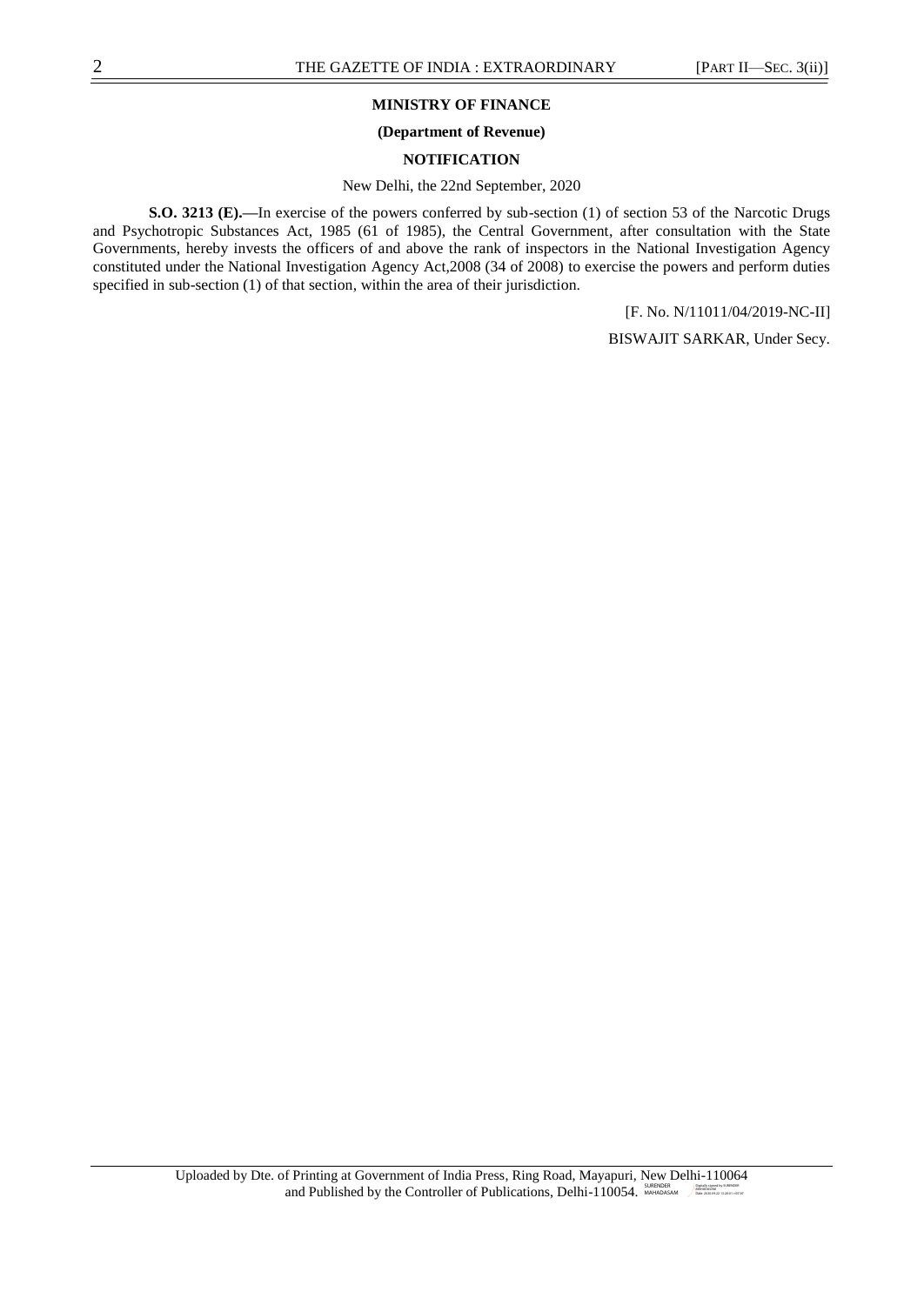**MINISTRY OF FINANCE**

**(Department of Revenue)**

**NOTIFICATION**

New Delhi, the 22nd September, 2020

**S.O. 3213 (E).—**In exercise of the powers conferred by sub-section (1) of section 53 of the Narcotic Drugs and Psychotropic Substances Act, 1985 (61 of 1985), the Central Government, after consultation with the State Governments, hereby invests the officers of and above the rank of inspectors in the National Investigation Agency constituted under the National Investigation Agency Act,2008 (34 of 2008) to exercise the powers and perform duties specified in sub-section (1) of that section, within the area of their jurisdiction.

[F. No. N/11011/04/2019-NC-II]

BISWAJIT SARKAR, Under Secy.

Uploaded by Dte. of Printing at Government of India Press, Ring Road, Mayapuri, New Delhi-110064 and Published by the Controller of Publications, Delhi-110054.